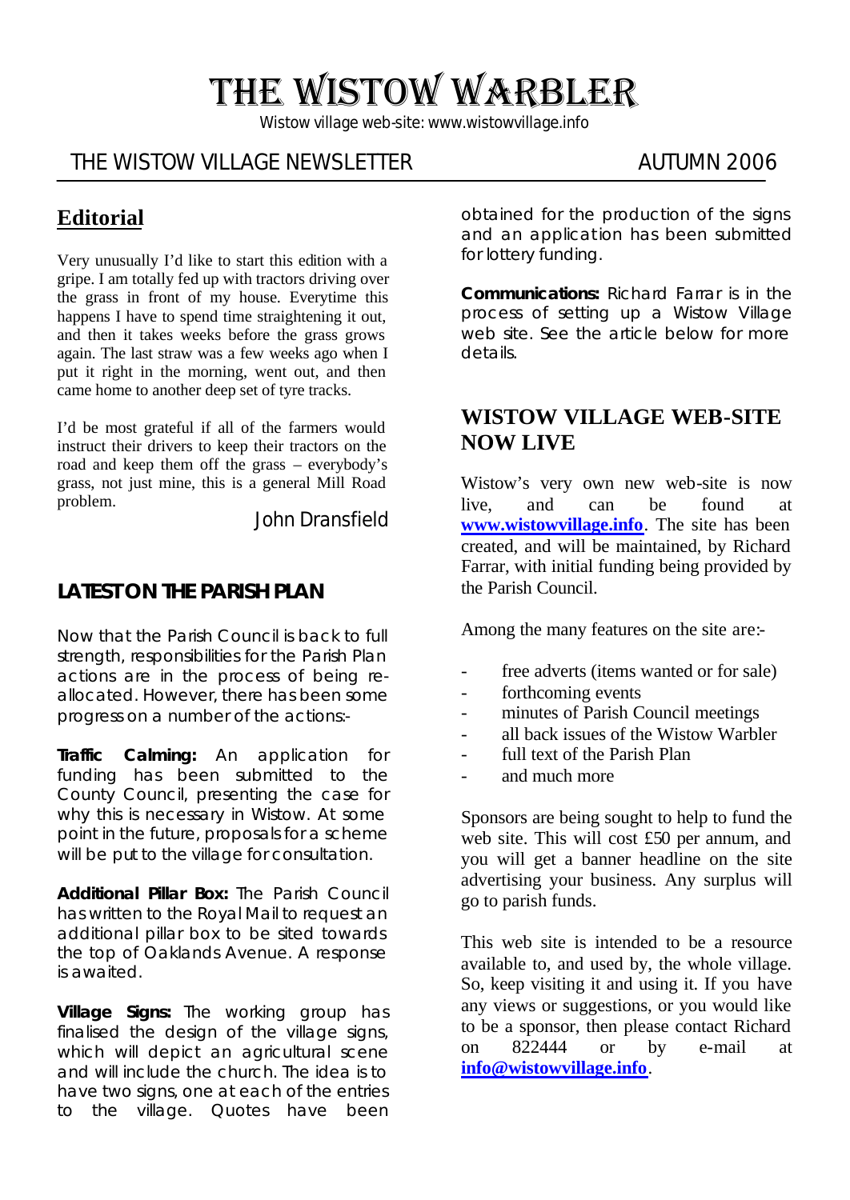# THE WISTOW WARBLER

Wistow village web-site: www.wistowvillage.info

THE WISTOW VILLAGE NEWSLETTER AUTUMN 2006

## Editorial

Very unusually I'd like to start this edition with a gripe. I am totally fed up with tractors driving over the grass in front of my house. Everytime this happens I have to spend time straightening it out, and then it takes weeks before the grass grows again. The last straw was a few weeks ago when I put it right in the morning, went out, and then came home to another deep set of tyre tracks.

I'd be most grateful if all of the farmers would instruct their drivers to keep their tractors on the road and keep them off the grass – everybody's grass, not just mine, this is a general Mill Road problem.

John Dransfield

## LATEST ON THE PARISH PLAN

Now that the Parish Council is back to full strength, responsibilities for the Parish Plan actions are in the process of being re-allocated. However, there has been some progress on a number of the actions:-

**Traffic Calming:** An application for funding has been submitted to the County Council, presenting the case for why this is necessary in Wistow. At some point in the future, proposals for a scheme will be put to the village for consultation.

**Additional Pillar Box:** The Parish Council has written to the Royal Mail to request an additional pillar box to be sited towards the top of Oaklands Avenue. A response is awaited.

**Village Signs:** The working group has finalised the design of the village signs, which will depict an agricultural scene and will include the church. The idea is to have two signs, one at each of the entries to the village. Quotes have been obtained for the production of the signs and an application has been submitted for lottery funding.

**Communications:** Richard Farrar is in the process of setting up a Wistow Village web site. See the article below for more details.

## WISTOW VILLAGE WEB-SITE NOW LIVE

Wistow's very own new web-site is now live, and can be found at **www.wistowvillage.info**. The site has been created, and will be maintained, by Richard Farrar, with initial funding being provided by the Parish Council.

Among the many features on the site are:-

- free adverts (items wanted or for sale)
- forthcoming events
- minutes of Parish Council meetings
- all back issues of the Wistow Warbler
- full text of the Parish Plan
- and much more

Sponsors are being sought to help to fund the web site. This will cost £50 per annum, and you will get a banner headline on the site advertising your business. Any surplus will go to parish funds.

This web site is intended to be a resource available to, and used by, the whole village. So, keep visiting it and using it. If you have any views or suggestions, or you would like to be a sponsor, then please contact Richard on 822444 or by e-mail at **info@wistowvillage.info**.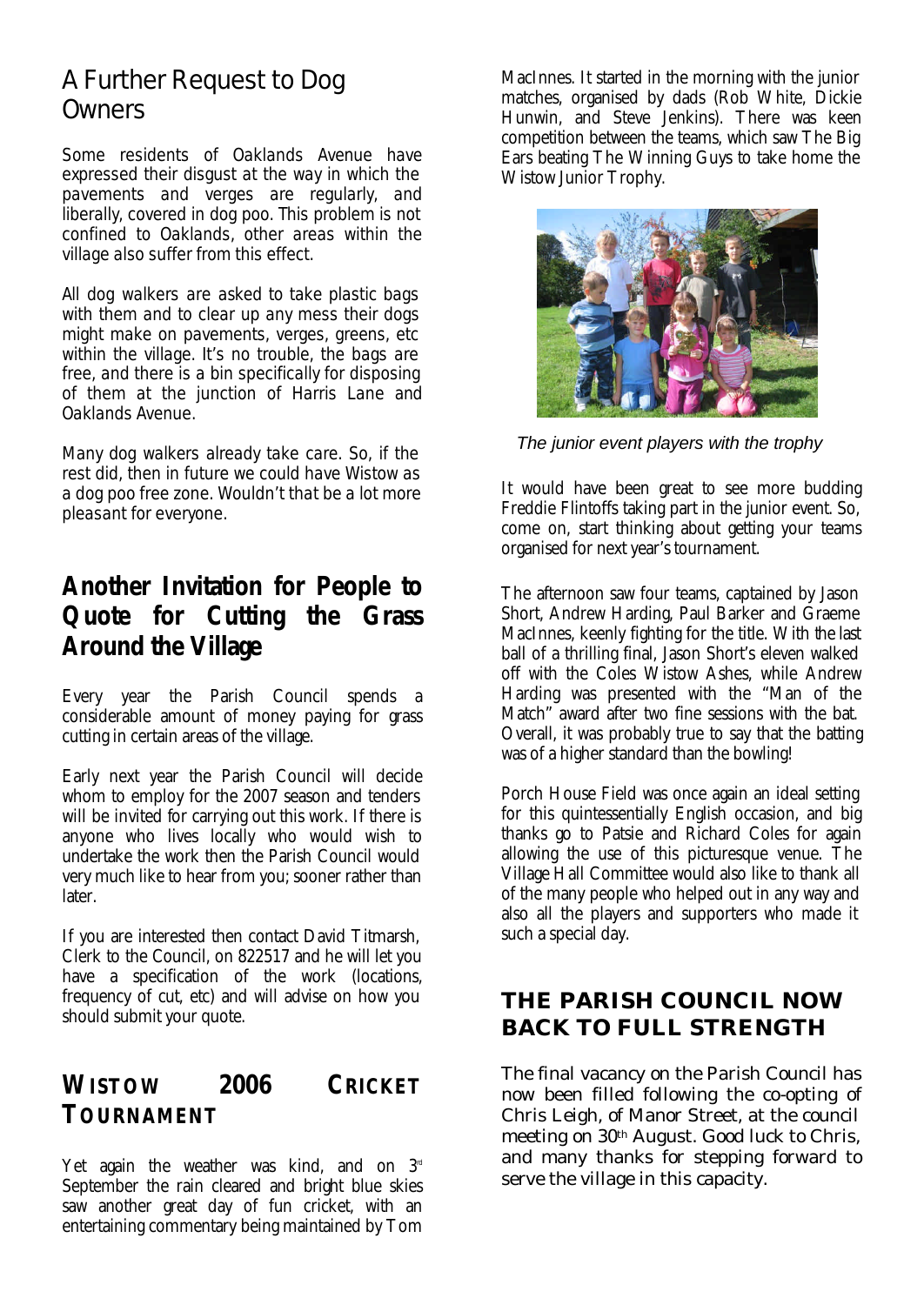## A Further Request to Dog Owners

Some residents of Oaklands Avenue have expressed their disgust at the way in which the pavements and verges are regularly, and liberally, covered in dog poo. This problem is not confined to Oaklands, other areas within the village also suffer from this effect.

All dog walkers are asked to take plastic bags with them and to clear up any mess their dogs might make on pavements, verges, greens, etc within the village. It's no trouble, the bags are free, and there is a bin specifically for disposing of them at the junction of Harris Lane and Oaklands Avenue.

Many dog walkers already take care. So, if the rest did, then in future we could have Wistow as a dog poo free zone. Wouldn't that be a lot more pleasant for everyone.

## Another Invitation for People to Quote for Cutting the Grass Around the Village

Every year the Parish Council spends a considerable amount of money paying for grass cutting in certain areas of the village.

Early next year the Parish Council will decide whom to employ for the 2007 season and tenders will be invited for carrying out this work. If there is anyone who lives locally who would wish to undertake the work then the Parish Council would very much like to hear from you; sooner rather than later.

If you are interested then contact David Titmarsh, Clerk to the Council, on 822517 and he will let you have a specification of the work (locations, frequency of cut, etc) and will advise on how you should submit your quote.

## WISTOW 2006 CRICKET TOURNAMENT

Yet again the weather was kind, and on 3rd September the rain cleared and bright blue skies saw another great day of fun cricket, with an entertaining commentary being maintained by Tom MacInnes. It started in the morning with the junior matches, organised by dads (Rob White, Dickie Hunwin, and Steve Jenkins). There was keen competition between the teams, which saw The Big Ears beating The Winning Guys to take home the Wistow Junior Trophy.

*The junior event players with the trophy*

It would have been great to see more budding Freddie Flintoffs taking part in the junior event. So, come on, start thinking about getting your teams organised for next year's tournament.

The afternoon saw four teams, captained by Jason Short, Andrew Harding, Paul Barker and Graeme MacInnes, keenly fighting for the title. With the last ball of a thrilling final, Jason Short's eleven walked off with the Coles Wistow Ashes, while Andrew Harding was presented with the "Man of the Match" award after two fine sessions with the bat. Overall, it was probably true to say that the batting was of a higher standard than the bowling!

Porch House Field was once again an ideal setting for this quintessentially English occasion, and big thanks go to Patsie and Richard Coles for again allowing the use of this picturesque venue. The Village Hall Committee would also like to thank all of the many people who helped out in any way and also all the players and supporters who made it such a special day.

## THE PARISH COUNCIL NOW BACK TO FULL STRENGTH

The final vacancy on the Parish Council has now been filled following the co-opting of Chris Leigh, of Manor Street, at the council meeting on 30th August. Good luck to Chris, and many thanks for stepping forward to serve the village in this capacity.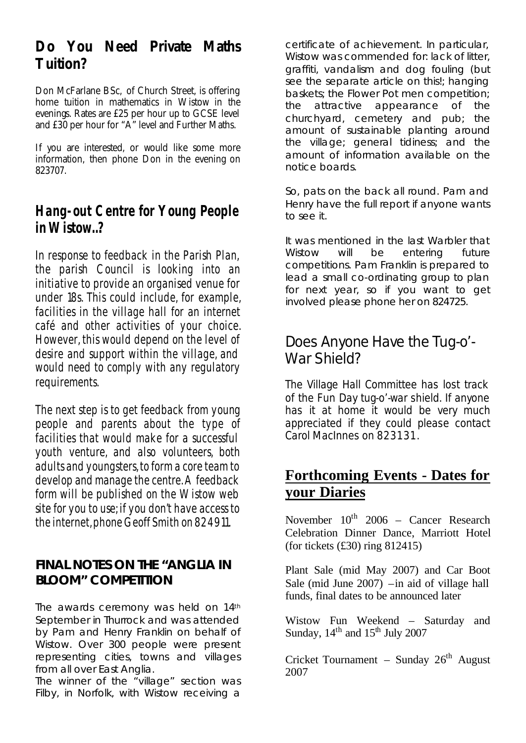## Do You Need Private Maths Tuition?

Don McFarlane BSc, of Church Street, is offering home tuition in mathematics in Wistow in the evenings. Rates are £25 per hour up to GCSE level and £30 per hour for "A" level and Further Maths.

If you are interested, or would like some more information, then phone Don in the evening on 823707.

## Hang-out Centre for Young People in Wistow..?

In response to feedback in the Parish Plan, the parish Council is looking into an initiative to provide an organised venue for under 18s. This could include, for example, facilities in the village hall for an internet café and other activities of your choice. However, this would depend on the level of desire and support within the village, and would need to comply with any regulatory requirements.

The next step is to get feedback from young people and parents about the type of facilities that would make for a successful youth venture, and also volunteers, both adults and youngsters, to form a core team to develop and manage the centre. A feedback form will be published on the Wistow web site for you to use; if you don't have access to the internet, phone Geoff Smith on 824911.

## FINAL NOTES ON THE "ANGLIA IN BLOOM" COMPETITION

The awards ceremony was held on 14th September in Thurrock and was attended by Pam and Henry Franklin on behalf of Wistow. Over 300 people were present representing cities, towns and villages from all over East Anglia.
The winner of the "village" section was Filby, in Norfolk, with Wistow receiving a certificate of achievement. In particular, Wistow was commended for: lack of litter, graffiti, vandalism and dog fouling (but see the separate article on this!; hanging baskets; the Flower Pot men competition; the attractive appearance of the churchyard, cemetery and pub; the amount of sustainable planting around the village; general tidiness; and the amount of information available on the notice boards.

So, pats on the back all round. Pam and Henry have the full report if anyone wants to see it.

It was mentioned in the last Warbler that Wistow will be entering future competitions. Pam Franklin is prepared to lead a small co-ordinating group to plan for next year, so if you want to get involved please phone her on 824725.

## Does Anyone Have the Tug-o'-War Shield?

The Village Hall Committee has lost track of the Fun Day tug-o'-war shield. If anyone has it at home it would be very much appreciated if they could please contact Carol MacInnes on 823131.

## Forthcoming Events - Dates for your Diaries

November 10th 2006 – Cancer Research Celebration Dinner Dance, Marriott Hotel (for tickets (£30) ring 812415)

Plant Sale (mid May 2007) and Car Boot Sale (mid June 2007) –in aid of village hall funds, final dates to be announced later

Wistow Fun Weekend – Saturday and Sunday, 14th and 15th July 2007

Cricket Tournament – Sunday 26th August 2007